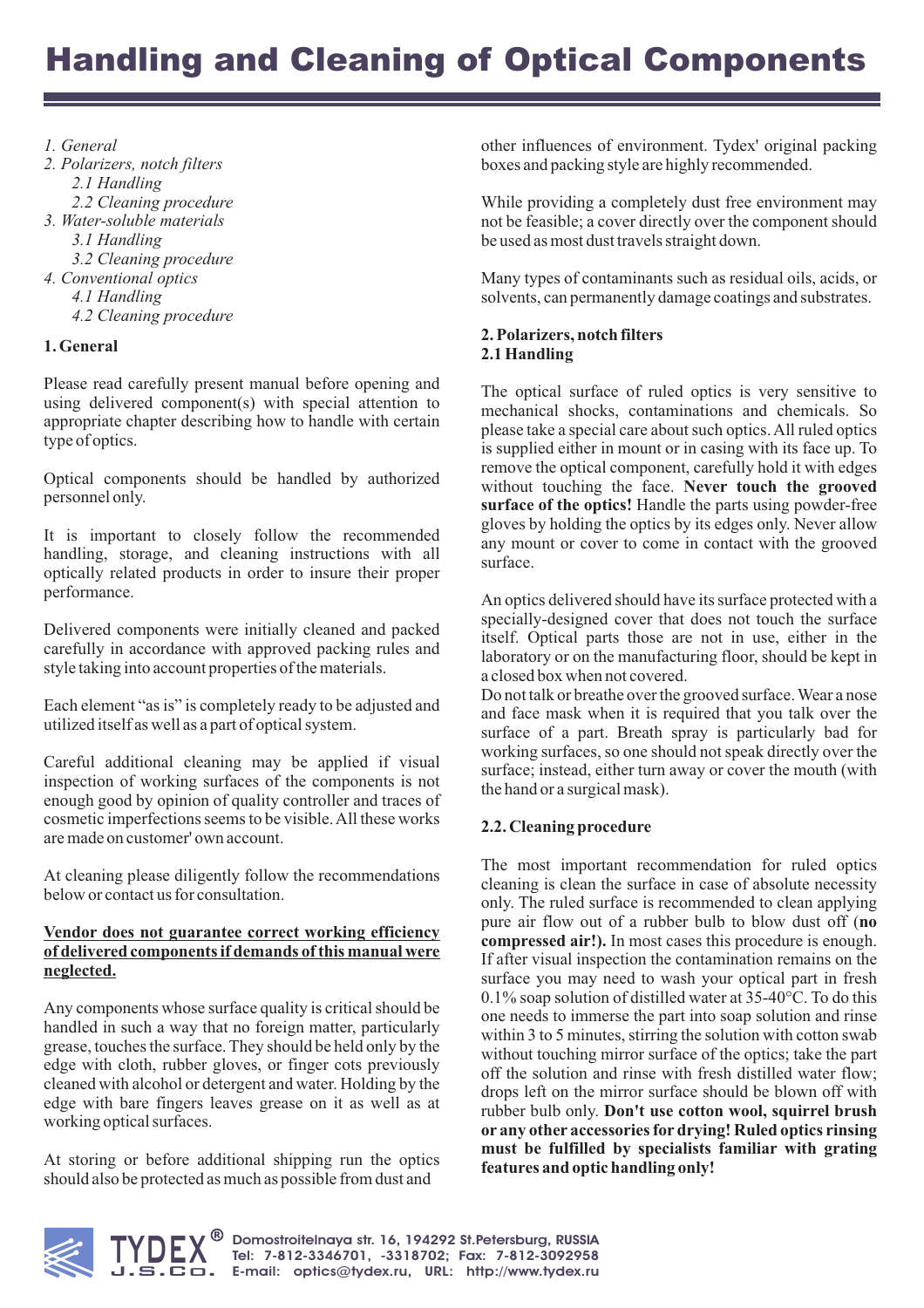# Handling and Cleaning of Optical Components

*1. General*
*2. Polarizers, notch filters*
*2.1 Handling*
*2.2 Cleaning procedure*
*3. Water-soluble materials*
*3.1 Handling*
*3.2 Cleaning procedure*
*4. Conventional optics*
*4.1 Handling*
*4.2 Cleaning procedure*

## 1. General

Please read carefully present manual before opening and using delivered component(s) with special attention to appropriate chapter describing how to handle with certain type of optics.

Optical components should be handled by authorized personnel only.

It is important to closely follow the recommended handling, storage, and cleaning instructions with all optically related products in order to insure their proper performance.

Delivered components were initially cleaned and packed carefully in accordance with approved packing rules and style taking into account properties of the materials.

Each element "as is" is completely ready to be adjusted and utilized itself as well as a part of optical system.

Careful additional cleaning may be applied if visual inspection of working surfaces of the components is not enough good by opinion of quality controller and traces of cosmetic imperfections seems to be visible. All these works are made on customer' own account.

At cleaning please diligently follow the recommendations below or contact us for consultation.

<u>**Vendor does not guarantee correct working efficiency of delivered components if demands of this manual were neglected.**</u>

Any components whose surface quality is critical should be handled in such a way that no foreign matter, particularly grease, touches the surface. They should be held only by the edge with cloth, rubber gloves, or finger cots previously cleaned with alcohol or detergent and water. Holding by the edge with bare fingers leaves grease on it as well as at working optical surfaces.

At storing or before additional shipping run the optics should also be protected as much as possible from dust and other influences of environment. Tydex' original packing boxes and packing style are highly recommended.

While providing a completely dust free environment may not be feasible; a cover directly over the component should be used as most dust travels straight down.

Many types of contaminants such as residual oils, acids, or solvents, can permanently damage coatings and substrates.

## 2. Polarizers, notch filters

### 2.1 Handling

The optical surface of ruled optics is very sensitive to mechanical shocks, contaminations and chemicals. So please take a special care about such optics. All ruled optics is supplied either in mount or in casing with its face up. To remove the optical component, carefully hold it with edges without touching the face. **Never touch the grooved surface of the optics!** Handle the parts using powder-free gloves by holding the optics by its edges only. Never allow any mount or cover to come in contact with the grooved surface.

An optics delivered should have its surface protected with a specially-designed cover that does not touch the surface itself. Optical parts those are not in use, either in the laboratory or on the manufacturing floor, should be kept in a closed box when not covered.
Do not talk or breathe over the grooved surface. Wear a nose and face mask when it is required that you talk over the surface of a part. Breath spray is particularly bad for working surfaces, so one should not speak directly over the surface; instead, either turn away or cover the mouth (with the hand or a surgical mask).

### 2.2. Cleaning procedure

The most important recommendation for ruled optics cleaning is clean the surface in case of absolute necessity only. The ruled surface is recommended to clean applying pure air flow out of a rubber bulb to blow dust off (**no compressed air!).** In most cases this procedure is enough. If after visual inspection the contamination remains on the surface you may need to wash your optical part in fresh 0.1% soap solution of distilled water at 35-40°C. To do this one needs to immerse the part into soap solution and rinse within 3 to 5 minutes, stirring the solution with cotton swab without touching mirror surface of the optics; take the part off the solution and rinse with fresh distilled water flow; drops left on the mirror surface should be blown off with rubber bulb only. **Don't use cotton wool, squirrel brush or any other accessories for drying! Ruled optics rinsing must be fulfilled by specialists familiar with grating features and optic handling only!**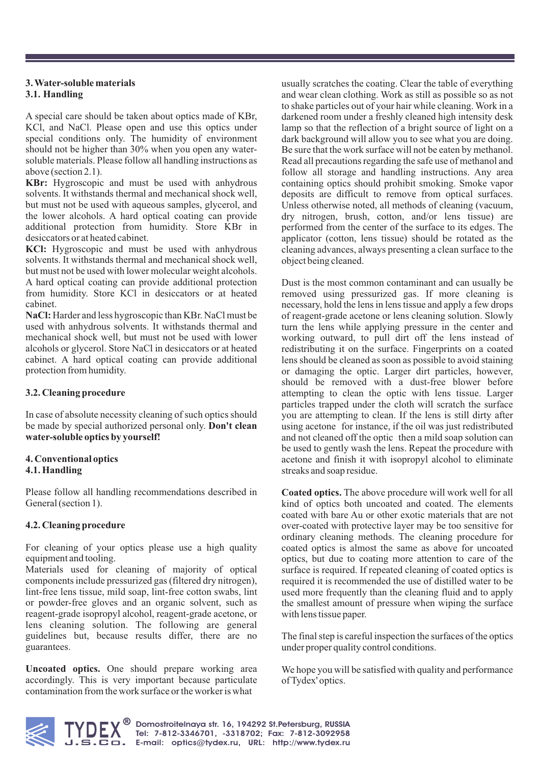## 3. Water-soluble materials

### 3.1. Handling

A special care should be taken about optics made of KBr, KCl, and NaCl. Please open and use this optics under special conditions only. The humidity of environment should not be higher than 30% when you open any water-soluble materials. Please follow all handling instructions as above (section 2.1).

**KBr:** Hygroscopic and must be used with anhydrous solvents. It withstands thermal and mechanical shock well, but must not be used with aqueous samples, glycerol, and the lower alcohols. A hard optical coating can provide additional protection from humidity. Store KBr in desiccators or at heated cabinet.

**KCl:** Hygroscopic and must be used with anhydrous solvents. It withstands thermal and mechanical shock well, but must not be used with lower molecular weight alcohols. A hard optical coating can provide additional protection from humidity. Store KCl in desiccators or at heated cabinet.

**NaCl:** Harder and less hygroscopic than KBr. NaCl must be used with anhydrous solvents. It withstands thermal and mechanical shock well, but must not be used with lower alcohols or glycerol. Store NaCl in desiccators or at heated cabinet. A hard optical coating can provide additional protection from humidity.

### 3.2. Cleaning procedure

In case of absolute necessity cleaning of such optics should be made by special authorized personal only. **Don't clean water-soluble optics by yourself!**

## 4. Conventional optics

### 4.1. Handling

Please follow all handling recommendations described in General (section 1).

### 4.2. Cleaning procedure

For cleaning of your optics please use a high quality equipment and tooling.

Materials used for cleaning of majority of optical components include pressurized gas (filtered dry nitrogen), lint-free lens tissue, mild soap, lint-free cotton swabs, lint or powder-free gloves and an organic solvent, such as reagent-grade isopropyl alcohol, reagent-grade acetone, or lens cleaning solution. The following are general guidelines but, because results differ, there are no guarantees.

**Uncoated optics.** One should prepare working area accordingly. This is very important because particulate contamination from the work surface or the worker is what usually scratches the coating. Clear the table of everything and wear clean clothing. Work as still as possible so as not to shake particles out of your hair while cleaning. Work in a darkened room under a freshly cleaned high intensity desk lamp so that the reflection of a bright source of light on a dark background will allow you to see what you are doing. Be sure that the work surface will not be eaten by methanol. Read all precautions regarding the safe use of methanol and follow all storage and handling instructions. Any area containing optics should prohibit smoking. Smoke vapor deposits are difficult to remove from optical surfaces. Unless otherwise noted, all methods of cleaning (vacuum, dry nitrogen, brush, cotton, and/or lens tissue) are performed from the center of the surface to its edges. The applicator (cotton, lens tissue) should be rotated as the cleaning advances, always presenting a clean surface to the object being cleaned.

Dust is the most common contaminant and can usually be removed using pressurized gas. If more cleaning is necessary, hold the lens in lens tissue and apply a few drops of reagent-grade acetone or lens cleaning solution. Slowly turn the lens while applying pressure in the center and working outward, to pull dirt off the lens instead of redistributing it on the surface. Fingerprints on a coated lens should be cleaned as soon as possible to avoid staining or damaging the optic. Larger dirt particles, however, should be removed with a dust-free blower before attempting to clean the optic with lens tissue. Larger particles trapped under the cloth will scratch the surface you are attempting to clean. If the lens is still dirty after using acetone for instance, if the oil was just redistributed and not cleaned off the optic then a mild soap solution can be used to gently wash the lens. Repeat the procedure with acetone and finish it with isopropyl alcohol to eliminate streaks and soap residue.

**Coated optics.** The above procedure will work well for all kind of optics both uncoated and coated. The elements coated with bare Au or other exotic materials that are not over-coated with protective layer may be too sensitive for ordinary cleaning methods. The cleaning procedure for coated optics is almost the same as above for uncoated optics, but due to coating more attention to care of the surface is required. If repeated cleaning of coated optics is required it is recommended the use of distilled water to be used more frequently than the cleaning fluid and to apply the smallest amount of pressure when wiping the surface with lens tissue paper.

The final step is careful inspection the surfaces of the optics under proper quality control conditions.

We hope you will be satisfied with quality and performance of Tydex' optics.

TYDEX® J.S.Co.
Domostroitelnaya str. 16, 194292 St.Petersburg, RUSSIA
Tel: 7-812-3346701, -3318702; Fax: 7-812-3092958
E-mail: optics@tydex.ru, URL: http://www.tydex.ru